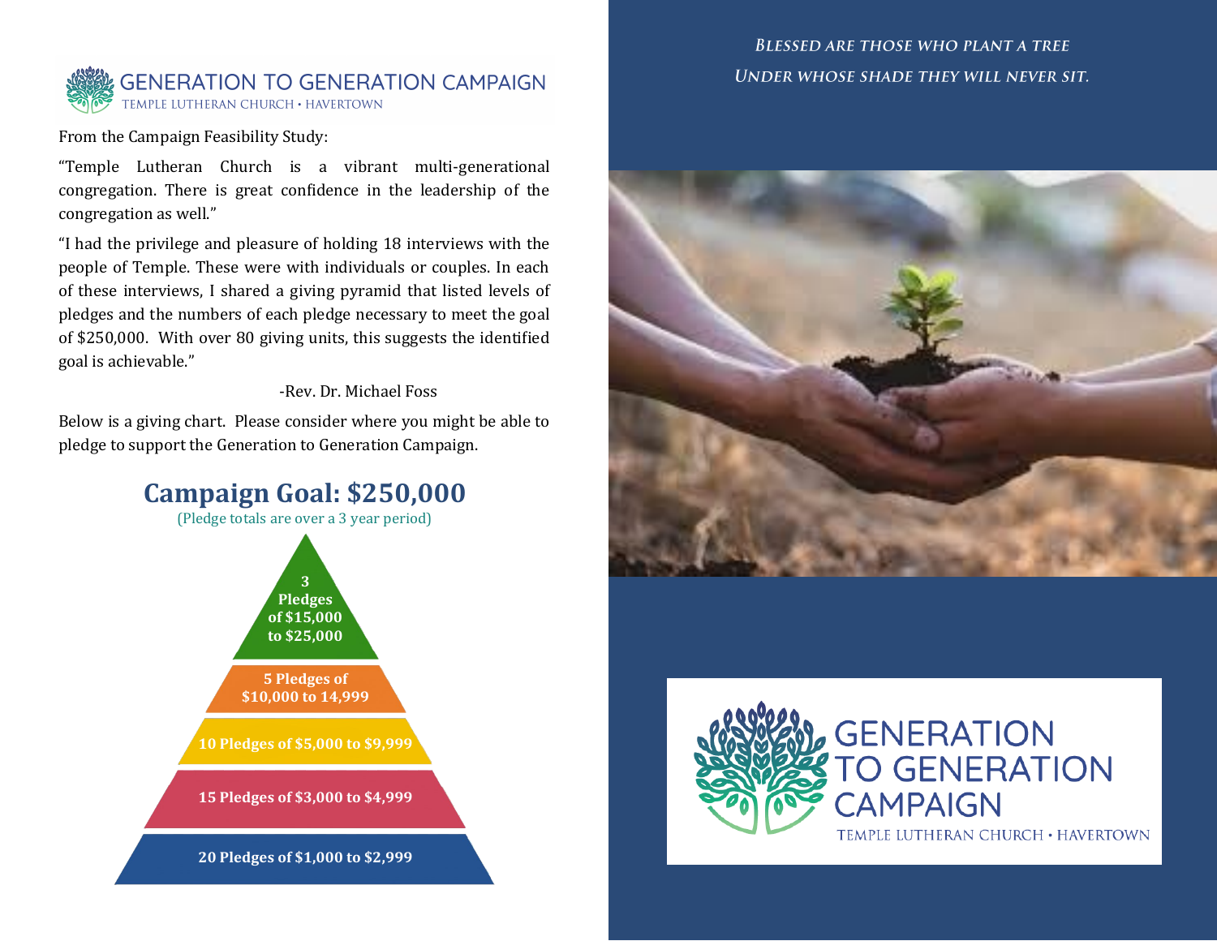# GENERATION TO GENERATION CAMPAIGN

TEMPLE LUTHERAN CHURCH • HAVERTOWN

From the Campaign Feasibility Study:

"Temple Lutheran Church is a vibrant multi-generational congregation. There is great confidence in the leadership of the congregation as well."

"I had the privilege and pleasure of holding 18 interviews with the people of Temple. These were with individuals or couples. In each of these interviews, I shared a giving pyramid that listed levels of pledges and the numbers of each pledge necessary to meet the goal of $250,000. With over 80 giving units, this suggests the identified goal is achievable."

-Rev. Dr. Michael Foss

Below is a giving chart. Please consider where you might be able to pledge to support the Generation to Generation Campaign.

## Campaign Goal: $250,000

(Pledge totals are over a 3 year period)

- **3 Pledges of $15,000 to $25,000**
- **5 Pledges of $10,000 to 14,999**
- **10 Pledges of $5,000 to $9,999**
- **15 Pledges of $3,000 to $4,999**
- **20 Pledges of $1,000 to $2,999**

*Blessed are those who plant a tree*
*Under whose shade they will never sit.*

# GENERATION TO GENERATION CAMPAIGN

TEMPLE LUTHERAN CHURCH • HAVERTOWN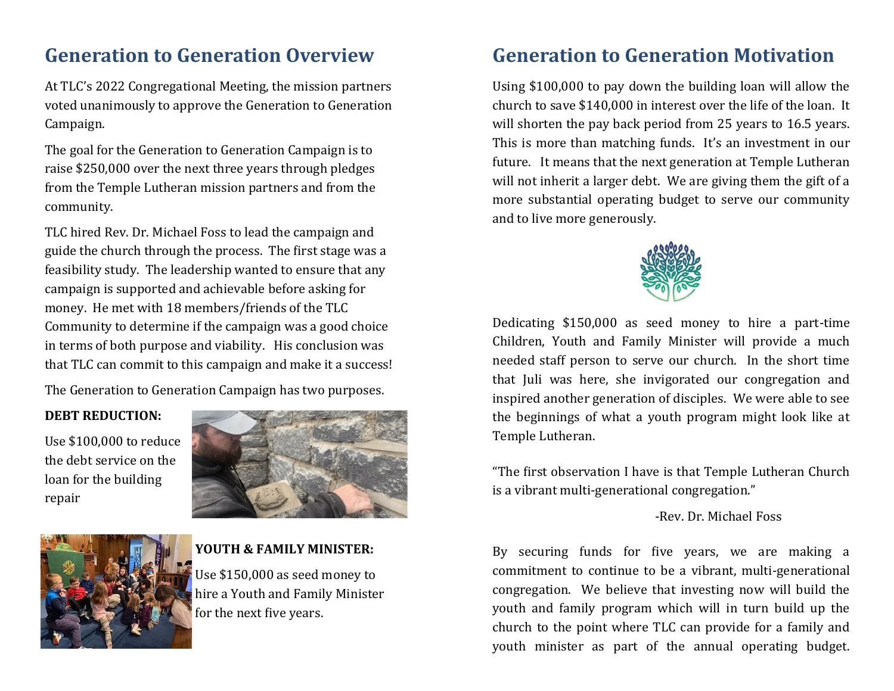## Generation to Generation Overview

At TLC's 2022 Congregational Meeting, the mission partners voted unanimously to approve the Generation to Generation Campaign.

The goal for the Generation to Generation Campaign is to raise $250,000 over the next three years through pledges from the Temple Lutheran mission partners and from the community.

TLC hired Rev. Dr. Michael Foss to lead the campaign and guide the church through the process. The first stage was a feasibility study. The leadership wanted to ensure that any campaign is supported and achievable before asking for money. He met with 18 members/friends of the TLC Community to determine if the campaign was a good choice in terms of both purpose and viability. His conclusion was that TLC can commit to this campaign and make it a success!

The Generation to Generation Campaign has two purposes.

**DEBT REDUCTION:**

Use $100,000 to reduce the debt service on the loan for the building repair

**YOUTH & FAMILY MINISTER:**

Use $150,000 as seed money to hire a Youth and Family Minister for the next five years.

## Generation to Generation Motivation

Using $100,000 to pay down the building loan will allow the church to save $140,000 in interest over the life of the loan. It will shorten the pay back period from 25 years to 16.5 years. This is more than matching funds. It's an investment in our future. It means that the next generation at Temple Lutheran will not inherit a larger debt. We are giving them the gift of a more substantial operating budget to serve our community and to live more generously.

Dedicating $150,000 as seed money to hire a part-time Children, Youth and Family Minister will provide a much needed staff person to serve our church. In the short time that Juli was here, she invigorated our congregation and inspired another generation of disciples. We were able to see the beginnings of what a youth program might look like at Temple Lutheran.

"The first observation I have is that Temple Lutheran Church is a vibrant multi-generational congregation."

-Rev. Dr. Michael Foss

By securing funds for five years, we are making a commitment to continue to be a vibrant, multi-generational congregation. We believe that investing now will build the youth and family program which will in turn build up the church to the point where TLC can provide for a family and youth minister as part of the annual operating budget.